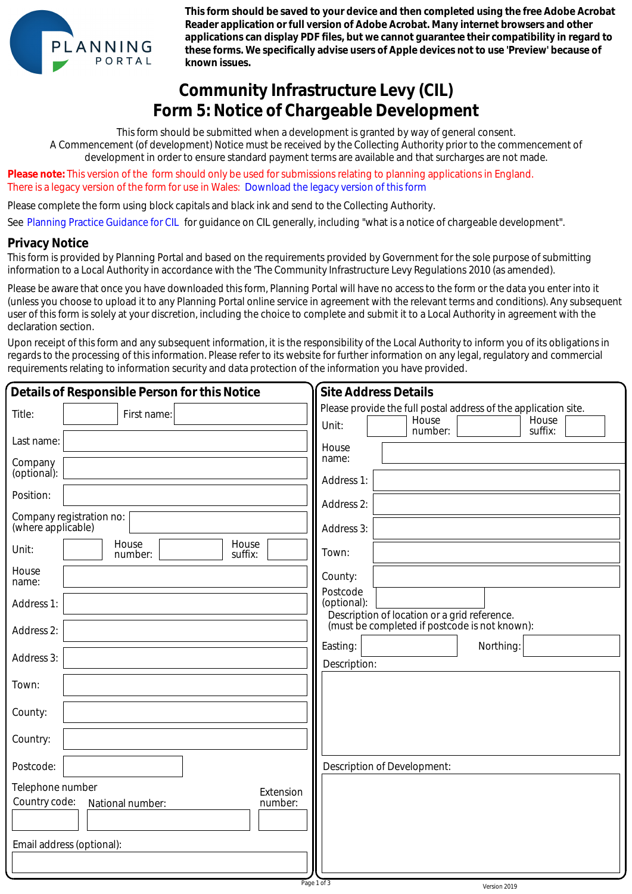**This form should be saved to your device and then completed using the free Adobe Acrobat Reader application or full version of Adobe Acrobat. Many internet browsers and other applications can display PDF files, but we cannot guarantee their compatibility in regard to these forms. We specifically advise users of Apple devices not to use 'Preview' because of known issues.**

# Community Infrastructure Levy (CIL)
# Form 5: Notice of Chargeable Development

This form should be submitted when a development is granted by way of general consent.
A Commencement (of development) Notice must be received by the Collecting Authority prior to the commencement of development in order to ensure standard payment terms are available and that surcharges are not made.

**Please note:** This version of the form should only be used for submissions relating to planning applications in England.
There is a legacy version of the form for use in Wales: Download the legacy version of this form

Please complete the form using block capitals and black ink and send to the Collecting Authority.

See Planning Practice Guidance for CIL for guidance on CIL generally, including "what is a notice of chargeable development".

## Privacy Notice

This form is provided by Planning Portal and based on the requirements provided by Government for the sole purpose of submitting information to a Local Authority in accordance with the 'The Community Infrastructure Levy Regulations 2010 (as amended).

Please be aware that once you have downloaded this form, Planning Portal will have no access to the form or the data you enter into it (unless you choose to upload it to any Planning Portal online service in agreement with the relevant terms and conditions). Any subsequent user of this form is solely at your discretion, including the choice to complete and submit it to a Local Authority in agreement with the declaration section.

Upon receipt of this form and any subsequent information, it is the responsibility of the Local Authority to inform you of its obligations in regards to the processing of this information. Please refer to its website for further information on any legal, regulatory and commercial requirements relating to information security and data protection of the information you have provided.

## Details of Responsible Person for this Notice

Title:  First name:

Last name:

Company (optional):

Position:

Company registration no: (where applicable)

Unit:  House number:  House suffix:

House name:

Address 1:

Address 2:

Address 3:

Town:

County:

Country:

Postcode:

Telephone number
Country code:  National number:  Extension number:

Email address (optional):

## Site Address Details

Please provide the full postal address of the application site.

Unit:  House number:  House suffix:

House name:

Address 1:

Address 2:

Address 3:

Town:

County:

Postcode (optional):

Description of location or a grid reference.
(must be completed if postcode is not known):

Easting:  Northing:

Description:

Description of Development:

Version 2019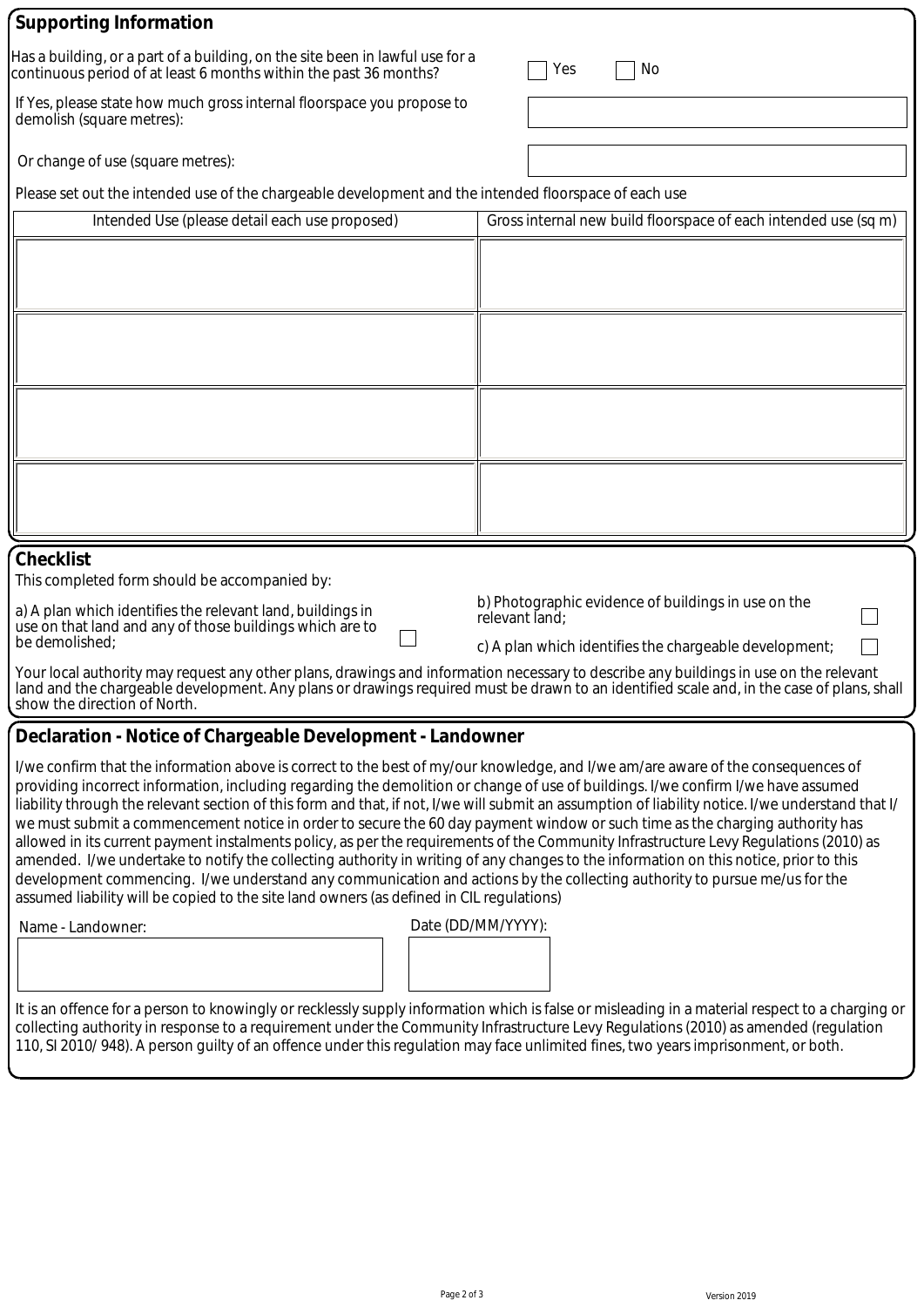## Supporting Information

Has a building, or a part of a building, on the site been in lawful use for a continuous period of at least 6 months within the past 36 months? ☐ Yes ☐ No

If Yes, please state how much gross internal floorspace you propose to demolish (square metres):

Or change of use (square metres):

Please set out the intended use of the chargeable development and the intended floorspace of each use

| Intended Use (please detail each use proposed) | Gross internal new build floorspace of each intended use (sq m) |
|---|---|
| | |
| | |
| | |
| | |

## Checklist

This completed form should be accompanied by:

a) A plan which identifies the relevant land, buildings in use on that land and any of those buildings which are to be demolished; ☐

b) Photographic evidence of buildings in use on the relevant land; ☐

c) A plan which identifies the chargeable development; ☐

Your local authority may request any other plans, drawings and information necessary to describe any buildings in use on the relevant land and the chargeable development. Any plans or drawings required must be drawn to an identified scale and, in the case of plans, shall show the direction of North.

## Declaration - Notice of Chargeable Development - Landowner

I/we confirm that the information above is correct to the best of my/our knowledge, and I/we am/are aware of the consequences of providing incorrect information, including regarding the demolition or change of use of buildings. I/we confirm I/we have assumed liability through the relevant section of this form and that, if not, I/we will submit an assumption of liability notice. I/we understand that I/we must submit a commencement notice in order to secure the 60 day payment window or such time as the charging authority has allowed in its current payment instalments policy, as per the requirements of the Community Infrastructure Levy Regulations (2010) as amended. I/we undertake to notify the collecting authority in writing of any changes to the information on this notice, prior to this development commencing. I/we understand any communication and actions by the collecting authority to pursue me/us for the assumed liability will be copied to the site land owners (as defined in CIL regulations)

Name - Landowner:

Date (DD/MM/YYYY):

It is an offence for a person to knowingly or recklessly supply information which is false or misleading in a material respect to a charging or collecting authority in response to a requirement under the Community Infrastructure Levy Regulations (2010) as amended (regulation 110, SI 2010/ 948). A person guilty of an offence under this regulation may face unlimited fines, two years imprisonment, or both.

Version 2019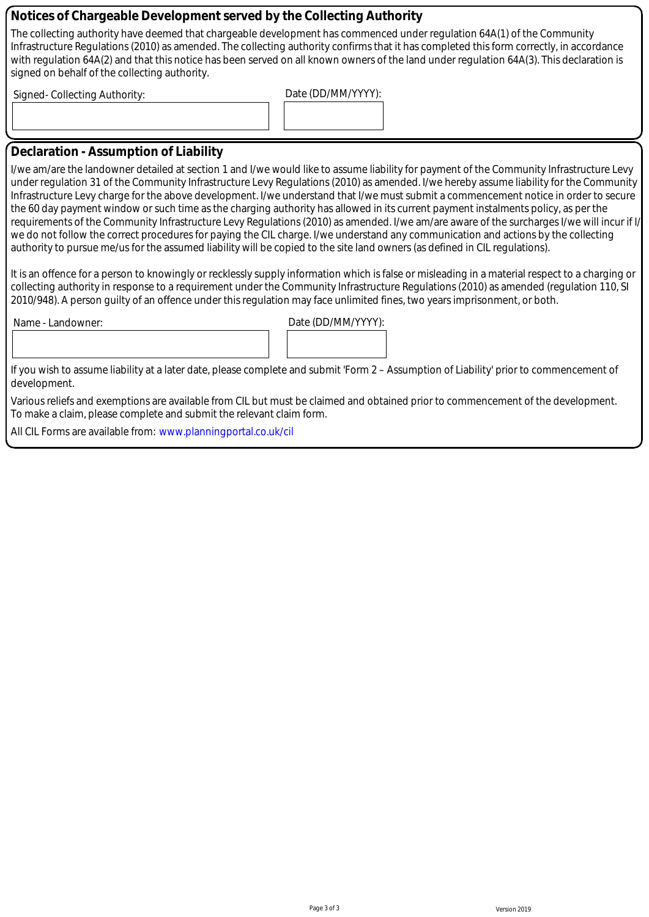## Notices of Chargeable Development served by the Collecting Authority

The collecting authority have deemed that chargeable development has commenced under regulation 64A(1) of the Community Infrastructure Regulations (2010) as amended. The collecting authority confirms that it has completed this form correctly, in accordance with regulation 64A(2) and that this notice has been served on all known owners of the land under regulation 64A(3). This declaration is signed on behalf of the collecting authority.

| Signed- Collecting Authority: | Date (DD/MM/YYYY): |
| --- | --- |
| | |

## Declaration - Assumption of Liability

I/we am/are the landowner detailed at section 1 and I/we would like to assume liability for payment of the Community Infrastructure Levy under regulation 31 of the Community Infrastructure Levy Regulations (2010) as amended. I/we hereby assume liability for the Community Infrastructure Levy charge for the above development. I/we understand that I/we must submit a commencement notice in order to secure the 60 day payment window or such time as the charging authority has allowed in its current payment instalments policy, as per the requirements of the Community Infrastructure Levy Regulations (2010) as amended. I/we am/are aware of the surcharges I/we will incur if I/we do not follow the correct procedures for paying the CIL charge. I/we understand any communication and actions by the collecting authority to pursue me/us for the assumed liability will be copied to the site land owners (as defined in CIL regulations).

It is an offence for a person to knowingly or recklessly supply information which is false or misleading in a material respect to a charging or collecting authority in response to a requirement under the Community Infrastructure Regulations (2010) as amended (regulation 110, SI 2010/948). A person guilty of an offence under this regulation may face unlimited fines, two years imprisonment, or both.

| Name - Landowner: | Date (DD/MM/YYYY): |
| --- | --- |
| | |

If you wish to assume liability at a later date, please complete and submit 'Form 2 – Assumption of Liability' prior to commencement of development.

Various reliefs and exemptions are available from CIL but must be claimed and obtained prior to commencement of the development. To make a claim, please complete and submit the relevant claim form.

All CIL Forms are available from: www.planningportal.co.uk/cil

Version 2019